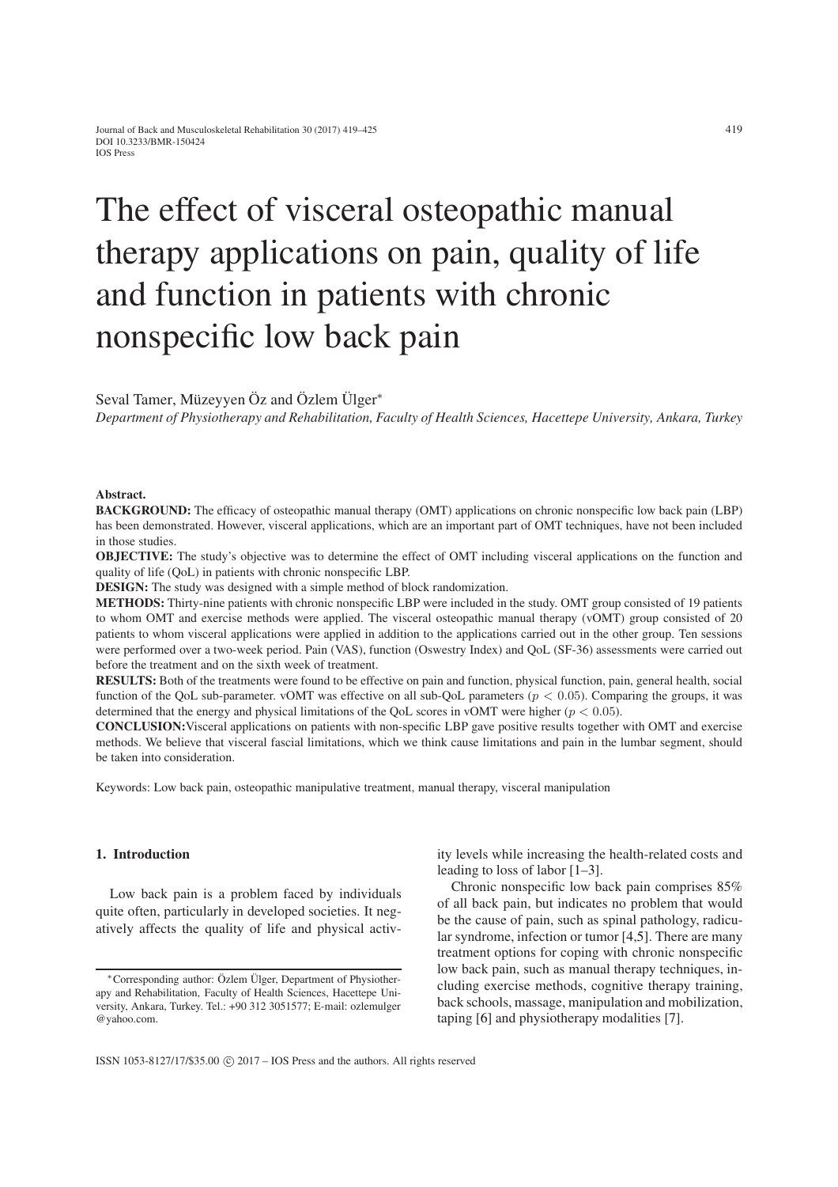# The effect of visceral osteopathic manual therapy applications on pain, quality of life and function in patients with chronic nonspecific low back pain

Seval Tamer, Müzeyyen Öz and Özlem Ülger*

*Department of Physiotherapy and Rehabilitation, Faculty of Health Sciences, Hacettepe University, Ankara, Turkey*

**Abstract.**

**BACKGROUND:** The efficacy of osteopathic manual therapy (OMT) applications on chronic nonspecific low back pain (LBP) has been demonstrated. However, visceral applications, which are an important part of OMT techniques, have not been included in those studies.

**OBJECTIVE:** The study's objective was to determine the effect of OMT including visceral applications on the function and quality of life (QoL) in patients with chronic nonspecific LBP.

**DESIGN:** The study was designed with a simple method of block randomization.

**METHODS:** Thirty-nine patients with chronic nonspecific LBP were included in the study. OMT group consisted of 19 patients to whom OMT and exercise methods were applied. The visceral osteopathic manual therapy (vOMT) group consisted of 20 patients to whom visceral applications were applied in addition to the applications carried out in the other group. Ten sessions were performed over a two-week period. Pain (VAS), function (Oswestry Index) and QoL (SF-36) assessments were carried out before the treatment and on the sixth week of treatment.

**RESULTS:** Both of the treatments were found to be effective on pain and function, physical function, pain, general health, social function of the QoL sub-parameter. vOMT was effective on all sub-QoL parameters ($p < 0.05$). Comparing the groups, it was determined that the energy and physical limitations of the QoL scores in vOMT were higher ($p < 0.05$).

**CONCLUSION:** Visceral applications on patients with non-specific LBP gave positive results together with OMT and exercise methods. We believe that visceral fascial limitations, which we think cause limitations and pain in the lumbar segment, should be taken into consideration.

Keywords: Low back pain, osteopathic manipulative treatment, manual therapy, visceral manipulation

## 1. Introduction

Low back pain is a problem faced by individuals quite often, particularly in developed societies. It negatively affects the quality of life and physical activity levels while increasing the health-related costs and leading to loss of labor [1–3].

Chronic nonspecific low back pain comprises 85% of all back pain, but indicates no problem that would be the cause of pain, such as spinal pathology, radicular syndrome, infection or tumor [4,5]. There are many treatment options for coping with chronic nonspecific low back pain, such as manual therapy techniques, including exercise methods, cognitive therapy training, back schools, massage, manipulation and mobilization, taping [6] and physiotherapy modalities [7].

*Corresponding author: Özlem Ülger, Department of Physiotherapy and Rehabilitation, Faculty of Health Sciences, Hacettepe University, Ankara, Turkey. Tel.: +90 312 3051577; E-mail: ozlemulger@yahoo.com.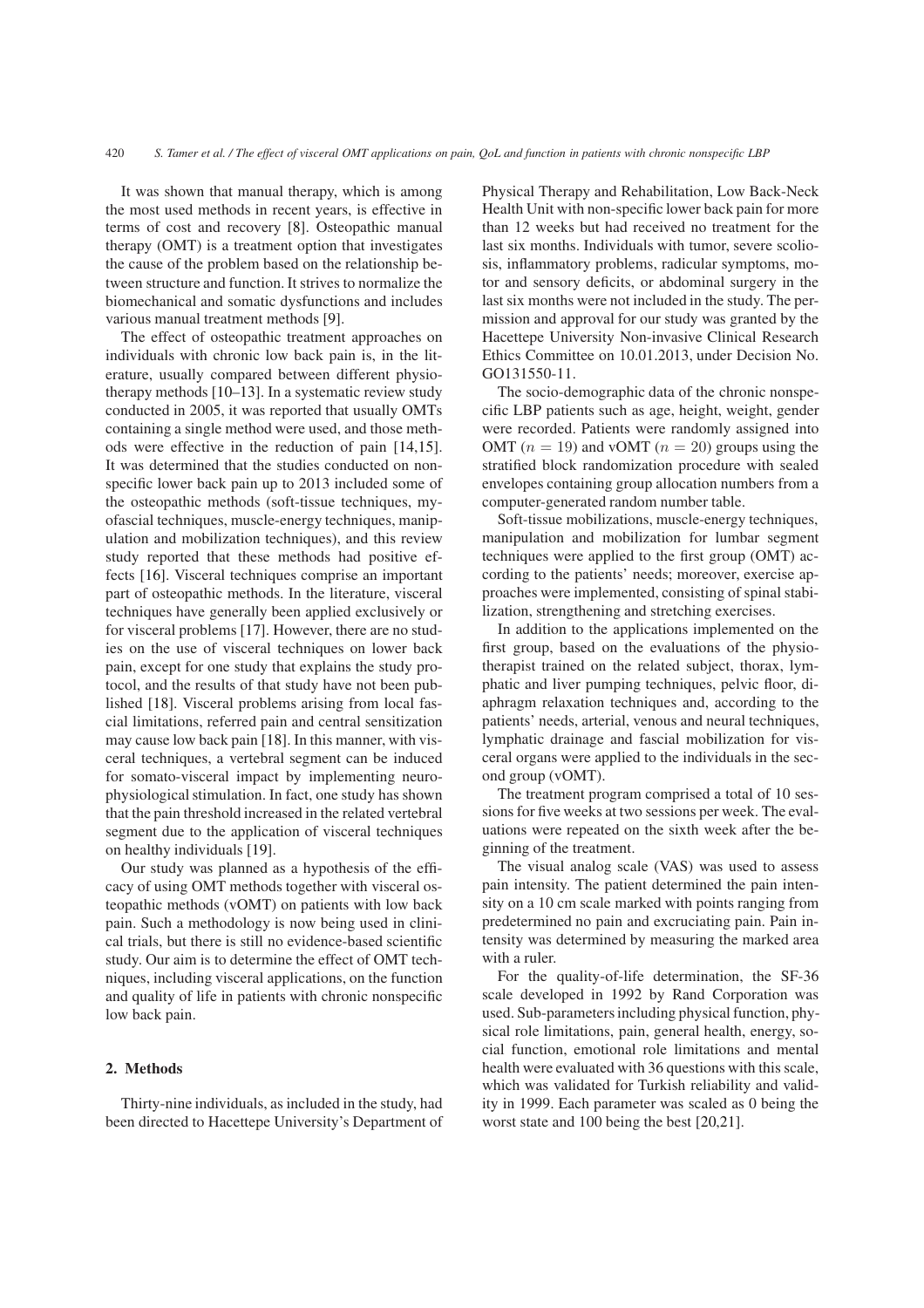It was shown that manual therapy, which is among the most used methods in recent years, is effective in terms of cost and recovery [8]. Osteopathic manual therapy (OMT) is a treatment option that investigates the cause of the problem based on the relationship between structure and function. It strives to normalize the biomechanical and somatic dysfunctions and includes various manual treatment methods [9].

The effect of osteopathic treatment approaches on individuals with chronic low back pain is, in the literature, usually compared between different physiotherapy methods [10–13]. In a systematic review study conducted in 2005, it was reported that usually OMTs containing a single method were used, and those methods were effective in the reduction of pain [14,15]. It was determined that the studies conducted on nonspecific lower back pain up to 2013 included some of the osteopathic methods (soft-tissue techniques, myofascial techniques, muscle-energy techniques, manipulation and mobilization techniques), and this review study reported that these methods had positive effects [16]. Visceral techniques comprise an important part of osteopathic methods. In the literature, visceral techniques have generally been applied exclusively or for visceral problems [17]. However, there are no studies on the use of visceral techniques on lower back pain, except for one study that explains the study protocol, and the results of that study have not been published [18]. Visceral problems arising from local fascial limitations, referred pain and central sensitization may cause low back pain [18]. In this manner, with visceral techniques, a vertebral segment can be induced for somato-visceral impact by implementing neurophysiological stimulation. In fact, one study has shown that the pain threshold increased in the related vertebral segment due to the application of visceral techniques on healthy individuals [19].

Our study was planned as a hypothesis of the efficacy of using OMT methods together with visceral osteopathic methods (vOMT) on patients with low back pain. Such a methodology is now being used in clinical trials, but there is still no evidence-based scientific study. Our aim is to determine the effect of OMT techniques, including visceral applications, on the function and quality of life in patients with chronic nonspecific low back pain.

## 2. Methods

Thirty-nine individuals, as included in the study, had been directed to Hacettepe University's Department of Physical Therapy and Rehabilitation, Low Back-Neck Health Unit with non-specific lower back pain for more than 12 weeks but had received no treatment for the last six months. Individuals with tumor, severe scoliosis, inflammatory problems, radicular symptoms, motor and sensory deficits, or abdominal surgery in the last six months were not included in the study. The permission and approval for our study was granted by the Hacettepe University Non-invasive Clinical Research Ethics Committee on 10.01.2013, under Decision No. GO131550-11.

The socio-demographic data of the chronic nonspecific LBP patients such as age, height, weight, gender were recorded. Patients were randomly assigned into OMT ($n = 19$) and vOMT ($n = 20$) groups using the stratified block randomization procedure with sealed envelopes containing group allocation numbers from a computer-generated random number table.

Soft-tissue mobilizations, muscle-energy techniques, manipulation and mobilization for lumbar segment techniques were applied to the first group (OMT) according to the patients' needs; moreover, exercise approaches were implemented, consisting of spinal stabilization, strengthening and stretching exercises.

In addition to the applications implemented on the first group, based on the evaluations of the physiotherapist trained on the related subject, thorax, lymphatic and liver pumping techniques, pelvic floor, diaphragm relaxation techniques and, according to the patients' needs, arterial, venous and neural techniques, lymphatic drainage and fascial mobilization for visceral organs were applied to the individuals in the second group (vOMT).

The treatment program comprised a total of 10 sessions for five weeks at two sessions per week. The evaluations were repeated on the sixth week after the beginning of the treatment.

The visual analog scale (VAS) was used to assess pain intensity. The patient determined the pain intensity on a 10 cm scale marked with points ranging from predetermined no pain and excruciating pain. Pain intensity was determined by measuring the marked area with a ruler.

For the quality-of-life determination, the SF-36 scale developed in 1992 by Rand Corporation was used. Sub-parameters including physical function, physical role limitations, pain, general health, energy, social function, emotional role limitations and mental health were evaluated with 36 questions with this scale, which was validated for Turkish reliability and validity in 1999. Each parameter was scaled as 0 being the worst state and 100 being the best [20,21].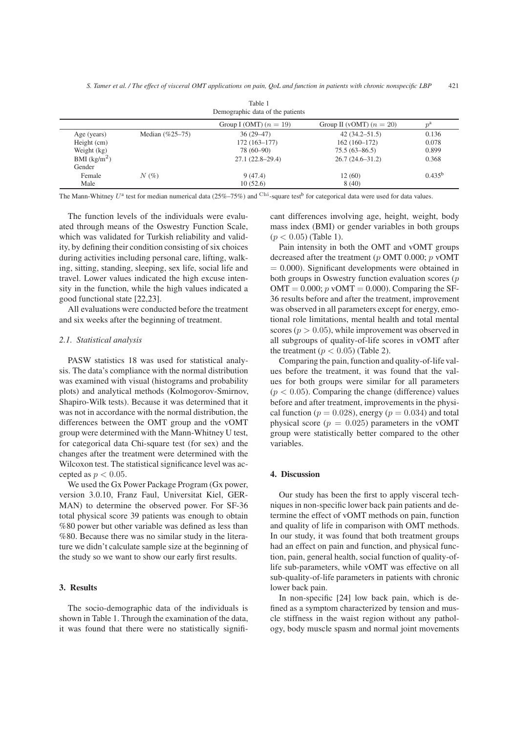Table 1
Demographic data of the patients

| | | Group I (OMT) ($n = 19$) | Group II (vOMT) ($n = 20$) | $p^a$ |
|---|---|---|---|---|
| Age (years) | Median (%25–75) | 36 (29–47) | 42 (34.2–51.5) | 0.136 |
| Height (cm) | | 172 (163–177) | 162 (160–172) | 0.078 |
| Weight (kg) | | 78 (60–90) | 75.5 (63–86.5) | 0.899 |
| BMI (kg/m$^2$) | | 27.1 (22.8–29.4) | 26.7 (24.6–31.2) | 0.368 |
| Gender | | | | |
| Female | $N$ (%) | 9 (47.4) | 12 (60) | $0.435^b$ |
| Male | | 10 (52.6) | 8 (40) | |

The Mann-Whitney $U^a$ test for median numerical data (25%–75%) and $^{\text{Chi}}$-square test[b] for categorical data were used for data values.

The function levels of the individuals were evaluated through means of the Oswestry Function Scale, which was validated for Turkish reliability and validity, by defining their condition consisting of six choices during activities including personal care, lifting, walking, sitting, standing, sleeping, sex life, social life and travel. Lower values indicated the high excuse intensity in the function, while the high values indicated a good functional state [22,23].

All evaluations were conducted before the treatment and six weeks after the beginning of treatment.

### 2.1. Statistical analysis

PASW statistics 18 was used for statistical analysis. The data's compliance with the normal distribution was examined with visual (histograms and probability plots) and analytical methods (Kolmogorov-Smirnov, Shapiro-Wilk tests). Because it was determined that it was not in accordance with the normal distribution, the differences between the OMT group and the vOMT group were determined with the Mann-Whitney U test, for categorical data Chi-square test (for sex) and the changes after the treatment were determined with the Wilcoxon test. The statistical significance level was accepted as $p < 0.05$.

We used the Gx Power Package Program (Gx power, version 3.0.10, Franz Faul, Universitat Kiel, GERMAN) to determine the observed power. For SF-36 total physical score 39 patients was enough to obtain %80 power but other variable was defined as less than %80. Because there was no similar study in the literature we didn't calculate sample size at the beginning of the study so we want to show our early first results.

## 3. Results

The socio-demographic data of the individuals is shown in Table 1. Through the examination of the data, it was found that there were no statistically significant differences involving age, height, weight, body mass index (BMI) or gender variables in both groups ($p < 0.05$) (Table 1).

Pain intensity in both the OMT and vOMT groups decreased after the treatment ($p$ OMT 0.000; $p$ vOMT $= 0.000$). Significant developments were obtained in both groups in Oswestry function evaluation scores ($p$ OMT $= 0.000$; $p$ vOMT $= 0.000$). Comparing the SF-36 results before and after the treatment, improvement was observed in all parameters except for energy, emotional role limitations, mental health and total mental scores ($p > 0.05$), while improvement was observed in all subgroups of quality-of-life scores in vOMT after the treatment ($p < 0.05$) (Table 2).

Comparing the pain, function and quality-of-life values before the treatment, it was found that the values for both groups were similar for all parameters ($p < 0.05$). Comparing the change (difference) values before and after treatment, improvements in the physical function ($p = 0.028$), energy ($p = 0.034$) and total physical score ($p = 0.025$) parameters in the vOMT group were statistically better compared to the other variables.

## 4. Discussion

Our study has been the first to apply visceral techniques in non-specific lower back pain patients and determine the effect of vOMT methods on pain, function and quality of life in comparison with OMT methods. In our study, it was found that both treatment groups had an effect on pain and function, and physical function, pain, general health, social function of quality-of-life sub-parameters, while vOMT was effective on all sub-quality-of-life parameters in patients with chronic lower back pain.

In non-specific [24] low back pain, which is defined as a symptom characterized by tension and muscle stiffness in the waist region without any pathology, body muscle spasm and normal joint movements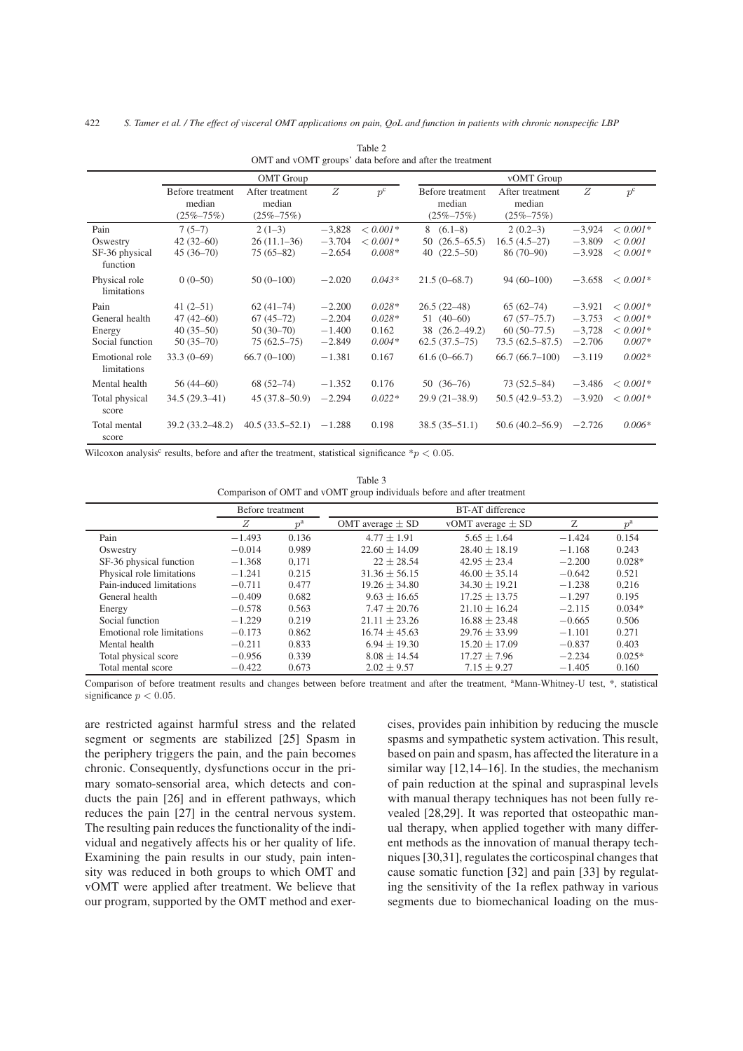Table 2
OMT and vOMT groups' data before and after the treatment

| | OMT Group | | | | vOMT Group | | | |
|---|---|---|---|---|---|---|---|---|
| | Before treatment median (25%–75%) | After treatment median (25%–75%) | $Z$ | $p^c$ | Before treatment median (25%–75%) | After treatment median (25%–75%) | $Z$ | $p^c$ |
| Pain | 7 (5–7) | 2 (1–3) | −3,828 | < 0.001* | 8 (6.1–8) | 2 (0.2–3) | −3,924 | < 0.001* |
| Oswestry | 42 (32–60) | 26 (11.1–36) | −3.704 | < 0.001* | 50 (26.5–65.5) | 16.5 (4.5–27) | −3.809 | < 0.001 |
| SF-36 physical function | 45 (36–70) | 75 (65–82) | −2.654 | 0.008* | 40 (22.5–50) | 86 (70–90) | −3.928 | < 0.001* |
| Physical role limitations | 0 (0–50) | 50 (0–100) | −2.020 | 0.043* | 21.5 (0–68.7) | 94 (60–100) | −3.658 | < 0.001* |
| Pain | 41 (2–51) | 62 (41–74) | −2.200 | 0.028* | 26.5 (22–48) | 65 (62–74) | −3.921 | < 0.001* |
| General health | 47 (42–60) | 67 (45–72) | −2.204 | 0.028* | 51 (40–60) | 67 (57–75.7) | −3.753 | < 0.001* |
| Energy | 40 (35–50) | 50 (30–70) | −1.400 | 0.162 | 38 (26.2–49.2) | 60 (50–77.5) | −3,728 | < 0.001* |
| Social function | 50 (35–70) | 75 (62.5–75) | −2.849 | 0.004* | 62.5 (37.5–75) | 73.5 (62.5–87.5) | −2.706 | 0.007* |
| Emotional role limitations | 33.3 (0–69) | 66.7 (0–100) | −1.381 | 0.167 | 61.6 (0–66.7) | 66.7 (66.7–100) | −3.119 | 0.002* |
| Mental health | 56 (44–60) | 68 (52–74) | −1.352 | 0.176 | 50 (36–76) | 73 (52.5–84) | −3.486 | < 0.001* |
| Total physical score | 34.5 (29.3–41) | 45 (37.8–50.9) | −2.294 | 0.022* | 29.9 (21–38.9) | 50.5 (42.9–53.2) | −3.920 | < 0.001* |
| Total mental score | 39.2 (33.2–48.2) | 40.5 (33.5–52.1) | −1.288 | 0.198 | 38.5 (35–51.1) | 50.6 (40.2–56.9) | −2.726 | 0.006* |

Wilcoxon analysis[c] results, before and after the treatment, statistical significance $*p < 0.05$.

Table 3
Comparison of OMT and vOMT group individuals before and after treatment

| | Before treatment | | BT-AT difference | | | |
|---|---|---|---|---|---|---|
| | $Z$ | $p^a$ | OMT average ± SD | vOMT average ± SD | Z | $p^a$ |
| Pain | −1.493 | 0.136 | 4.77 ± 1.91 | 5.65 ± 1.64 | −1.424 | 0.154 |
| Oswestry | −0.014 | 0.989 | 22.60 ± 14.09 | 28.40 ± 18.19 | −1.168 | 0.243 |
| SF-36 physical function | −1.368 | 0,171 | 22 ± 28.54 | 42.95 ± 23.4 | −2.200 | 0.028* |
| Physical role limitations | −1.241 | 0.215 | 31.36 ± 56.15 | 46.00 ± 35.14 | −0.642 | 0.521 |
| Pain-induced limitations | −0.711 | 0.477 | 19.26 ± 34.80 | 34.30 ± 19.21 | −1.238 | 0,216 |
| General health | −0.409 | 0.682 | 9.63 ± 16.65 | 17.25 ± 13.75 | −1.297 | 0.195 |
| Energy | −0.578 | 0.563 | 7.47 ± 20.76 | 21.10 ± 16.24 | −2.115 | 0.034* |
| Social function | −1.229 | 0.219 | 21.11 ± 23.26 | 16.88 ± 23.48 | −0.665 | 0.506 |
| Emotional role limitations | −0.173 | 0.862 | 16.74 ± 45.63 | 29.76 ± 33.99 | −1.101 | 0.271 |
| Mental health | −0.211 | 0.833 | 6.94 ± 19.30 | 15.20 ± 17.09 | −0.837 | 0.403 |
| Total physical score | −0.956 | 0.339 | 8.08 ± 14.54 | 17.27 ± 7.96 | −2.234 | 0.025* |
| Total mental score | −0.422 | 0.673 | 2.02 ± 9.57 | 7.15 ± 9.27 | −1.405 | 0.160 |

Comparison of before treatment results and changes between before treatment and after the treatment, [a]Mann-Whitney-U test, *, statistical significance $p < 0.05$.

are restricted against harmful stress and the related segment or segments are stabilized [25] Spasm in the periphery triggers the pain, and the pain becomes chronic. Consequently, dysfunctions occur in the primary somato-sensorial area, which detects and conducts the pain [26] and in efferent pathways, which reduces the pain [27] in the central nervous system. The resulting pain reduces the functionality of the individual and negatively affects his or her quality of life. Examining the pain results in our study, pain intensity was reduced in both groups to which OMT and vOMT were applied after treatment. We believe that our program, supported by the OMT method and exercises, provides pain inhibition by reducing the muscle spasms and sympathetic system activation. This result, based on pain and spasm, has affected the literature in a similar way [12,14–16]. In the studies, the mechanism of pain reduction at the spinal and supraspinal levels with manual therapy techniques has not been fully revealed [28,29]. It was reported that osteopathic manual therapy, when applied together with many different methods as the innovation of manual therapy techniques [30,31], regulates the corticospinal changes that cause somatic function [32] and pain [33] by regulating the sensitivity of the 1a reflex pathway in various segments due to biomechanical loading on the mus-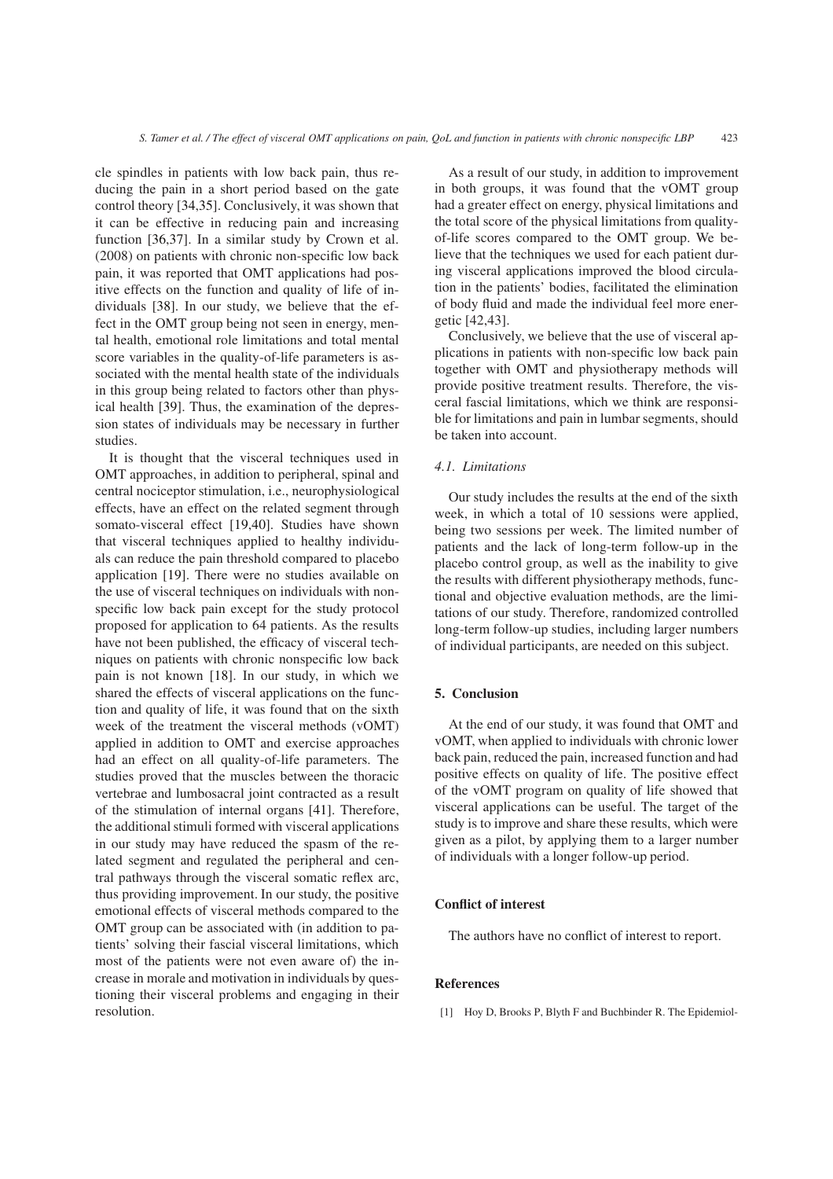cle spindles in patients with low back pain, thus reducing the pain in a short period based on the gate control theory [34,35]. Conclusively, it was shown that it can be effective in reducing pain and increasing function [36,37]. In a similar study by Crown et al. (2008) on patients with chronic non-specific low back pain, it was reported that OMT applications had positive effects on the function and quality of life of individuals [38]. In our study, we believe that the effect in the OMT group being not seen in energy, mental health, emotional role limitations and total mental score variables in the quality-of-life parameters is associated with the mental health state of the individuals in this group being related to factors other than physical health [39]. Thus, the examination of the depression states of individuals may be necessary in further studies.

It is thought that the visceral techniques used in OMT approaches, in addition to peripheral, spinal and central nociceptor stimulation, i.e., neurophysiological effects, have an effect on the related segment through somato-visceral effect [19,40]. Studies have shown that visceral techniques applied to healthy individuals can reduce the pain threshold compared to placebo application [19]. There were no studies available on the use of visceral techniques on individuals with non-specific low back pain except for the study protocol proposed for application to 64 patients. As the results have not been published, the efficacy of visceral techniques on patients with chronic nonspecific low back pain is not known [18]. In our study, in which we shared the effects of visceral applications on the function and quality of life, it was found that on the sixth week of the treatment the visceral methods (vOMT) applied in addition to OMT and exercise approaches had an effect on all quality-of-life parameters. The studies proved that the muscles between the thoracic vertebrae and lumbosacral joint contracted as a result of the stimulation of internal organs [41]. Therefore, the additional stimuli formed with visceral applications in our study may have reduced the spasm of the related segment and regulated the peripheral and central pathways through the visceral somatic reflex arc, thus providing improvement. In our study, the positive emotional effects of visceral methods compared to the OMT group can be associated with (in addition to patients' solving their fascial visceral limitations, which most of the patients were not even aware of) the increase in morale and motivation in individuals by questioning their visceral problems and engaging in their resolution.

As a result of our study, in addition to improvement in both groups, it was found that the vOMT group had a greater effect on energy, physical limitations and the total score of the physical limitations from quality-of-life scores compared to the OMT group. We believe that the techniques we used for each patient during visceral applications improved the blood circulation in the patients' bodies, facilitated the elimination of body fluid and made the individual feel more energetic [42,43].

Conclusively, we believe that the use of visceral applications in patients with non-specific low back pain together with OMT and physiotherapy methods will provide positive treatment results. Therefore, the visceral fascial limitations, which we think are responsible for limitations and pain in lumbar segments, should be taken into account.

### 4.1. Limitations

Our study includes the results at the end of the sixth week, in which a total of 10 sessions were applied, being two sessions per week. The limited number of patients and the lack of long-term follow-up in the placebo control group, as well as the inability to give the results with different physiotherapy methods, functional and objective evaluation methods, are the limitations of our study. Therefore, randomized controlled long-term follow-up studies, including larger numbers of individual participants, are needed on this subject.

## 5. Conclusion

At the end of our study, it was found that OMT and vOMT, when applied to individuals with chronic lower back pain, reduced the pain, increased function and had positive effects on quality of life. The positive effect of the vOMT program on quality of life showed that visceral applications can be useful. The target of the study is to improve and share these results, which were given as a pilot, by applying them to a larger number of individuals with a longer follow-up period.

## Conflict of interest

The authors have no conflict of interest to report.

## References

[1] Hoy D, Brooks P, Blyth F and Buchbinder R. The Epidemiol-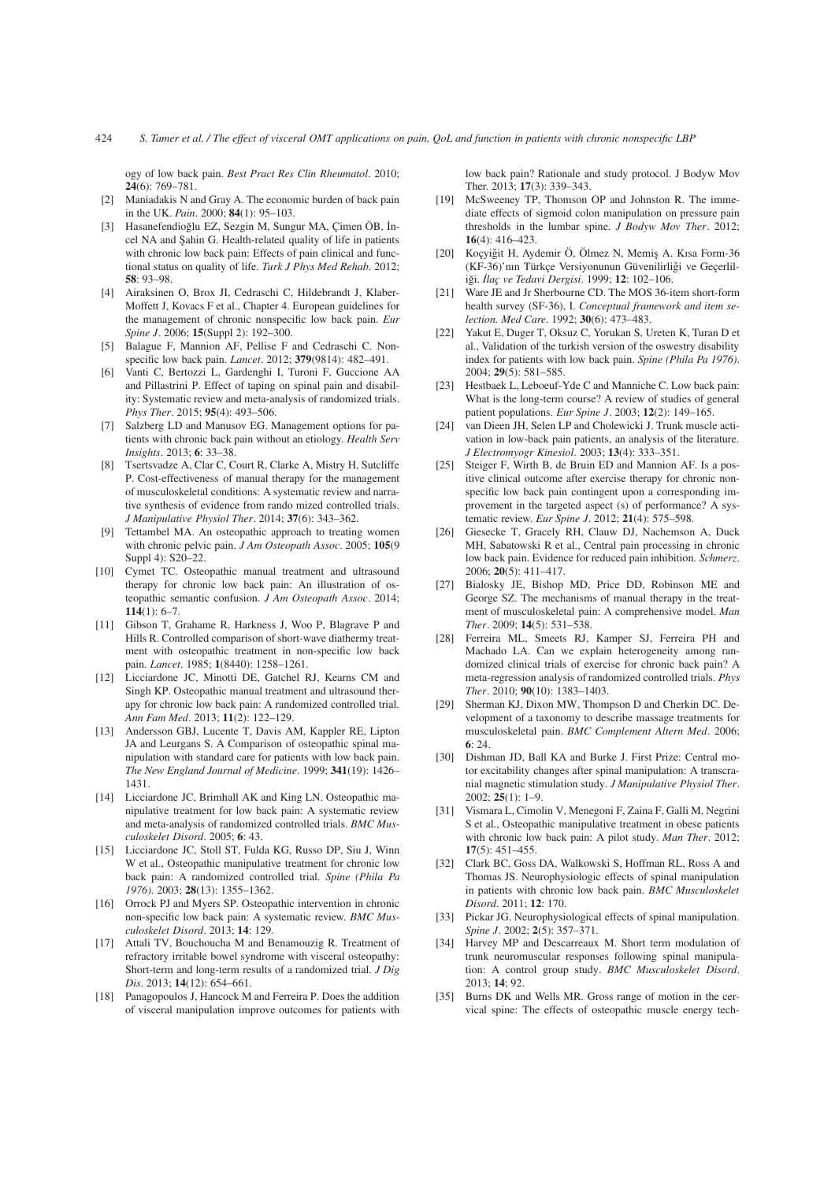ogy of low back pain. *Best Pract Res Clin Rheumatol*. 2010; **24**(6): 769–781.

[2] Maniadakis N and Gray A. The economic burden of back pain in the UK. *Pain*. 2000; **84**(1): 95–103.

[3] Hasanefendioğlu EZ, Sezgin M, Sungur MA, Çimen ÖB, İncel NA and Şahin G. Health-related quality of life in patients with chronic low back pain: Effects of pain clinical and functional status on quality of life. *Turk J Phys Med Rehab*. 2012; **58**: 93–98.

[4] Airaksinen O, Brox JI, Cedraschi C, Hildebrandt J, Klaber-Moffett J, Kovacs F et al., Chapter 4. European guidelines for the management of chronic nonspecific low back pain. *Eur Spine J*. 2006; **15**(Suppl 2): 192–300.

[5] Balague F, Mannion AF, Pellise F and Cedraschi C. Non-specific low back pain. *Lancet*. 2012; **379**(9814): 482–491.

[6] Vanti C, Bertozzi L, Gardenghi I, Turoni F, Guccione AA and Pillastrini P. Effect of taping on spinal pain and disability: Systematic review and meta-analysis of randomized trials. *Phys Ther*. 2015; **95**(4): 493–506.

[7] Salzberg LD and Manusov EG. Management options for patients with chronic back pain without an etiology. *Health Serv Insights*. 2013; **6**: 33–38.

[8] Tsertsvadze A, Clar C, Court R, Clarke A, Mistry H, Sutcliffe P. Cost-effectiveness of manual therapy for the management of musculoskeletal conditions: A systematic review and narrative synthesis of evidence from rando mized controlled trials. *J Manipulative Physiol Ther*. 2014; **37**(6): 343–362.

[9] Tettambel MA. An osteopathic approach to treating women with chronic pelvic pain. *J Am Osteopath Assoc*. 2005; **105**(9 Suppl 4): S20–22.

[10] Cymet TC. Osteopathic manual treatment and ultrasound therapy for chronic low back pain: An illustration of osteopathic semantic confusion. *J Am Osteopath Assoc*. 2014; **114**(1): 6–7.

[11] Gibson T, Grahame R, Harkness J, Woo P, Blagrave P and Hills R. Controlled comparison of short-wave diathermy treatment with osteopathic treatment in non-specific low back pain. *Lancet*. 1985; **1**(8440): 1258–1261.

[12] Licciardone JC, Minotti DE, Gatchel RJ, Kearns CM and Singh KP. Osteopathic manual treatment and ultrasound therapy for chronic low back pain: A randomized controlled trial. *Ann Fam Med*. 2013; **11**(2): 122–129.

[13] Andersson GBJ, Lucente T, Davis AM, Kappler RE, Lipton JA and Leurgans S. A Comparison of osteopathic spinal manipulation with standard care for patients with low back pain. *The New England Journal of Medicine*. 1999; **341**(19): 1426–1431.

[14] Licciardone JC, Brimhall AK and King LN. Osteopathic manipulative treatment for low back pain: A systematic review and meta-analysis of randomized controlled trials. *BMC Musculoskelet Disord*. 2005; **6**: 43.

[15] Licciardone JC, Stoll ST, Fulda KG, Russo DP, Siu J, Winn W et al., Osteopathic manipulative treatment for chronic low back pain: A randomized controlled trial. *Spine (Phila Pa 1976)*. 2003; **28**(13): 1355–1362.

[16] Orrock PJ and Myers SP. Osteopathic intervention in chronic non-specific low back pain: A systematic review. *BMC Musculoskelet Disord*. 2013; **14**: 129.

[17] Attali TV, Bouchoucha M and Benamouzig R. Treatment of refractory irritable bowel syndrome with visceral osteopathy: Short-term and long-term results of a randomized trial. *J Dig Dis*. 2013; **14**(12): 654–661.

[18] Panagopoulos J, Hancock M and Ferreira P. Does the addition of visceral manipulation improve outcomes for patients with low back pain? Rationale and study protocol. J Bodyw Mov Ther. 2013; **17**(3): 339–343.

[19] McSweeney TP, Thomson OP and Johnston R. The immediate effects of sigmoid colon manipulation on pressure pain thresholds in the lumbar spine. *J Bodyw Mov Ther*. 2012; **16**(4): 416–423.

[20] Koçyiğit H, Aydemir Ö, Ölmez N, Memiş A. Kısa Form-36 (KF-36)'nın Türkçe Versiyonunun Güvenilirliği ve Geçerliliği. *İlaç ve Tedavi Dergisi*. 1999; **12**: 102–106.

[21] Ware JE and Jr Sherbourne CD. The MOS 36-item short-form health survey (SF-36), I. *Conceptual framework and item selection. Med Care*. 1992; **30**(6): 473–483.

[22] Yakut E, Duger T, Oksuz C, Yorukan S, Ureten K, Turan D et al., Validation of the turkish version of the oswestry disability index for patients with low back pain. *Spine (Phila Pa 1976)*. 2004; **29**(5): 581–585.

[23] Hestbaek L, Leboeuf-Yde C and Manniche C. Low back pain: What is the long-term course? A review of studies of general patient populations. *Eur Spine J*. 2003; **12**(2): 149–165.

[24] van Dieen JH, Selen LP and Cholewicki J. Trunk muscle activation in low-back pain patients, an analysis of the literature. *J Electromyogr Kinesiol*. 2003; **13**(4): 333–351.

[25] Steiger F, Wirth B, de Bruin ED and Mannion AF. Is a positive clinical outcome after exercise therapy for chronic non-specific low back pain contingent upon a corresponding improvement in the targeted aspect (s) of performance? A systematic review. *Eur Spine J*. 2012; **21**(4): 575–598.

[26] Giesecke T, Gracely RH, Clauw DJ, Nachemson A, Duck MH, Sabatowski R et al., Central pain processing in chronic low back pain. Evidence for reduced pain inhibition. *Schmerz*. 2006; **20**(5): 411–417.

[27] Bialosky JE, Bishop MD, Price DD, Robinson ME and George SZ. The mechanisms of manual therapy in the treatment of musculoskeletal pain: A comprehensive model. *Man Ther*. 2009; **14**(5): 531–538.

[28] Ferreira ML, Smeets RJ, Kamper SJ, Ferreira PH and Machado LA. Can we explain heterogeneity among randomized clinical trials of exercise for chronic back pain? A meta-regression analysis of randomized controlled trials. *Phys Ther*. 2010; **90**(10): 1383–1403.

[29] Sherman KJ, Dixon MW, Thompson D and Cherkin DC. Development of a taxonomy to describe massage treatments for musculoskeletal pain. *BMC Complement Altern Med*. 2006; **6**: 24.

[30] Dishman JD, Ball KA and Burke J. First Prize: Central motor excitability changes after spinal manipulation: A transcranial magnetic stimulation study. *J Manipulative Physiol Ther*. 2002; **25**(1): 1–9.

[31] Vismara L, Cimolin V, Menegoni F, Zaina F, Galli M, Negrini S et al., Osteopathic manipulative treatment in obese patients with chronic low back pain: A pilot study. *Man Ther*. 2012; **17**(5): 451–455.

[32] Clark BC, Goss DA, Walkowski S, Hoffman RL, Ross A and Thomas JS. Neurophysiologic effects of spinal manipulation in patients with chronic low back pain. *BMC Musculoskelet Disord*. 2011; **12**: 170.

[33] Pickar JG. Neurophysiological effects of spinal manipulation. *Spine J*. 2002; **2**(5): 357–371.

[34] Harvey MP and Descarreaux M. Short term modulation of trunk neuromuscular responses following spinal manipulation: A control group study. *BMC Musculoskelet Disord*. 2013; **14**; 92.

[35] Burns DK and Wells MR. Gross range of motion in the cervical spine: The effects of osteopathic muscle energy tech-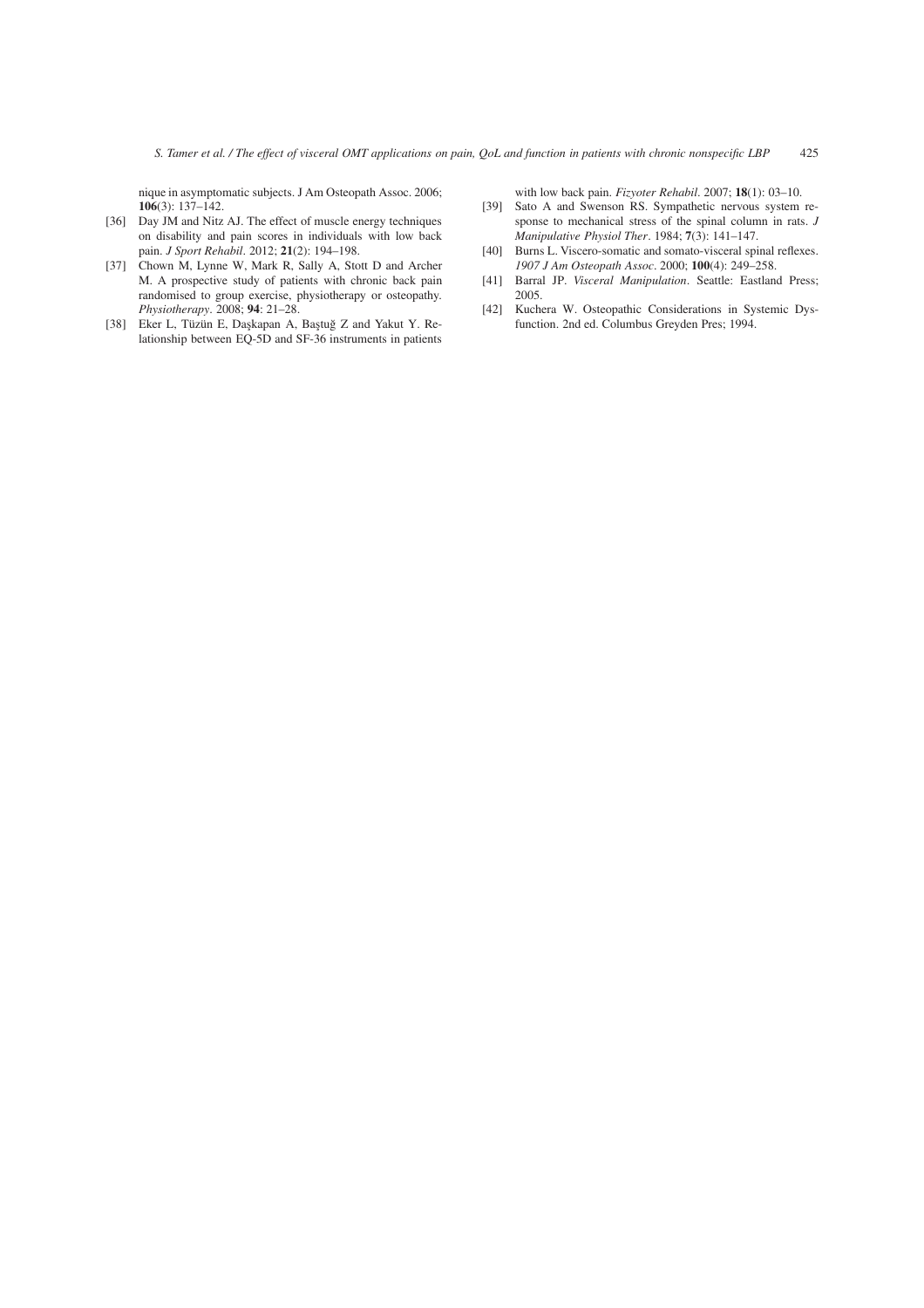nique in asymptomatic subjects. J Am Osteopath Assoc. 2006; **106**(3): 137–142.

[36] Day JM and Nitz AJ. The effect of muscle energy techniques on disability and pain scores in individuals with low back pain. *J Sport Rehabil*. 2012; **21**(2): 194–198.

[37] Chown M, Lynne W, Mark R, Sally A, Stott D and Archer M. A prospective study of patients with chronic back pain randomised to group exercise, physiotherapy or osteopathy. *Physiotherapy*. 2008; **94**: 21–28.

[38] Eker L, Tüzün E, Daşkapan A, Baştuğ Z and Yakut Y. Relationship between EQ-5D and SF-36 instruments in patients with low back pain. *Fizyoter Rehabil*. 2007; **18**(1): 03–10.

[39] Sato A and Swenson RS. Sympathetic nervous system response to mechanical stress of the spinal column in rats. *J Manipulative Physiol Ther*. 1984; **7**(3): 141–147.

[40] Burns L. Viscero-somatic and somato-visceral spinal reflexes. *1907 J Am Osteopath Assoc*. 2000; **100**(4): 249–258.

[41] Barral JP. *Visceral Manipulation*. Seattle: Eastland Press; 2005.

[42] Kuchera W. Osteopathic Considerations in Systemic Dysfunction. 2nd ed. Columbus Greyden Pres; 1994.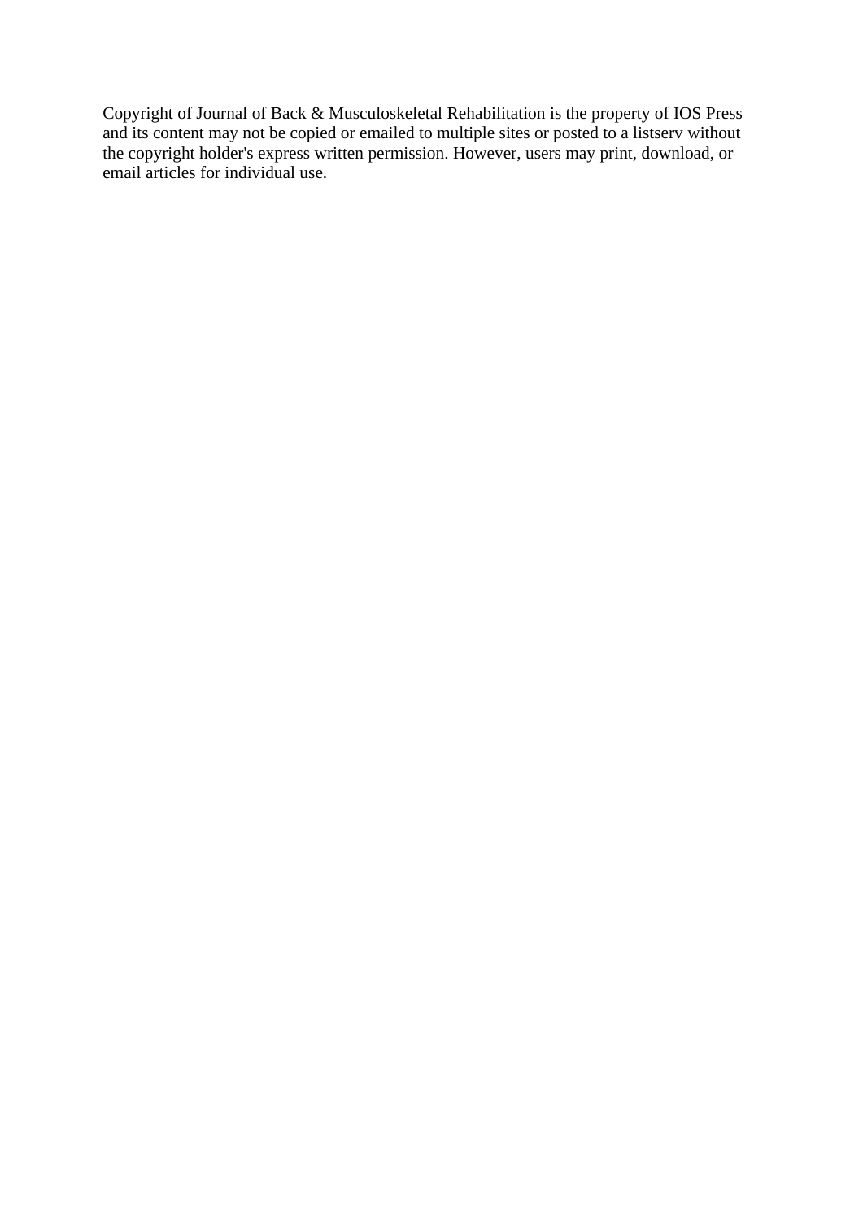Copyright of Journal of Back & Musculoskeletal Rehabilitation is the property of IOS Press and its content may not be copied or emailed to multiple sites or posted to a listserv without the copyright holder's express written permission. However, users may print, download, or email articles for individual use.